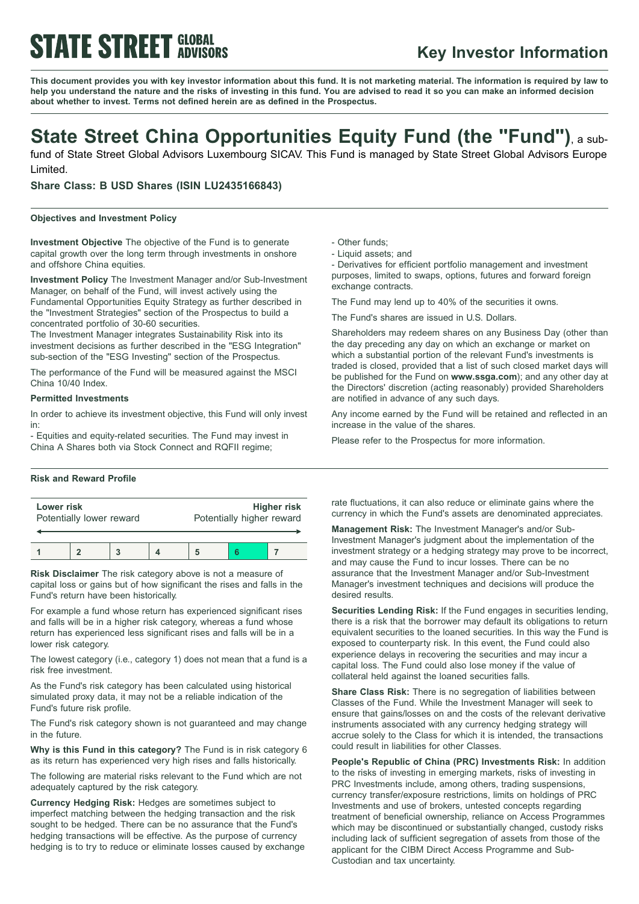**STATE STREET GLOBAL ADVISORS**

# Key Investor Information

**This document provides you with key investor information about this fund. It is not marketing material. The information is required by law to help you understand the nature and the risks of investing in this fund. You are advised to read it so you can make an informed decision about whether to invest. Terms not defined herein are as defined in the Prospectus.**

# State Street China Opportunities Equity Fund (the "Fund"), a sub-fund of State Street Global Advisors Luxembourg SICAV. This Fund is managed by State Street Global Advisors Europe Limited.

**Share Class: B USD Shares (ISIN LU2435166843)**

## Objectives and Investment Policy

**Investment Objective** The objective of the Fund is to generate capital growth over the long term through investments in onshore and offshore China equities.

**Investment Policy** The Investment Manager and/or Sub-Investment Manager, on behalf of the Fund, will invest actively using the Fundamental Opportunities Equity Strategy as further described in the "Investment Strategies" section of the Prospectus to build a concentrated portfolio of 30-60 securities.
The Investment Manager integrates Sustainability Risk into its investment decisions as further described in the "ESG Integration" sub-section of the "ESG Investing" section of the Prospectus.

The performance of the Fund will be measured against the MSCI China 10/40 Index.

**Permitted Investments**

In order to achieve its investment objective, this Fund will only invest in:
- Equities and equity-related securities. The Fund may invest in China A Shares both via Stock Connect and RQFII regime;
- Other funds;
- Liquid assets; and
- Derivatives for efficient portfolio management and investment purposes, limited to swaps, options, futures and forward foreign exchange contracts.

The Fund may lend up to 40% of the securities it owns.

The Fund's shares are issued in U.S. Dollars.

Shareholders may redeem shares on any Business Day (other than the day preceding any day on which an exchange or market on which a substantial portion of the relevant Fund's investments is traded is closed, provided that a list of such closed market days will be published for the Fund on **www.ssga.com**); and any other day at the Directors' discretion (acting reasonably) provided Shareholders are notified in advance of any such days.

Any income earned by the Fund will be retained and reflected in an increase in the value of the shares.

Please refer to the Prospectus for more information.

## Risk and Reward Profile

| **Lower risk** Potentially lower reward | | | | | | **Higher risk** Potentially higher reward |
|---|---|---|---|---|---|---|
| 1 | 2 | 3 | 4 | 5 | **6** | 7 |

**Risk Disclaimer** The risk category above is not a measure of capital loss or gains but of how significant the rises and falls in the Fund's return have been historically.

For example a fund whose return has experienced significant rises and falls will be in a higher risk category, whereas a fund whose return has experienced less significant rises and falls will be in a lower risk category.

The lowest category (i.e., category 1) does not mean that a fund is a risk free investment.

As the Fund's risk category has been calculated using historical simulated proxy data, it may not be a reliable indication of the Fund's future risk profile.

The Fund's risk category shown is not guaranteed and may change in the future.

**Why is this Fund in this category?** The Fund is in risk category 6 as its return has experienced very high rises and falls historically.

The following are material risks relevant to the Fund which are not adequately captured by the risk category.

**Currency Hedging Risk:** Hedges are sometimes subject to imperfect matching between the hedging transaction and the risk sought to be hedged. There can be no assurance that the Fund's hedging transactions will be effective. As the purpose of currency hedging is to try to reduce or eliminate losses caused by exchange rate fluctuations, it can also reduce or eliminate gains where the currency in which the Fund's assets are denominated appreciates.

**Management Risk:** The Investment Manager's and/or Sub-Investment Manager's judgment about the implementation of the investment strategy or a hedging strategy may prove to be incorrect, and may cause the Fund to incur losses. There can be no assurance that the Investment Manager and/or Sub-Investment Manager's investment techniques and decisions will produce the desired results.

**Securities Lending Risk:** If the Fund engages in securities lending, there is a risk that the borrower may default its obligations to return equivalent securities to the loaned securities. In this way the Fund is exposed to counterparty risk. In this event, the Fund could also experience delays in recovering the securities and may incur a capital loss. The Fund could also lose money if the value of collateral held against the loaned securities falls.

**Share Class Risk:** There is no segregation of liabilities between Classes of the Fund. While the Investment Manager will seek to ensure that gains/losses on and the costs of the relevant derivative instruments associated with any currency hedging strategy will accrue solely to the Class for which it is intended, the transactions could result in liabilities for other Classes.

**People's Republic of China (PRC) Investments Risk:** In addition to the risks of investing in emerging markets, risks of investing in PRC Investments include, among others, trading suspensions, currency transfer/exposure restrictions, limits on holdings of PRC Investments and use of brokers, untested concepts regarding treatment of beneficial ownership, reliance on Access Programmes which may be discontinued or substantially changed, custody risks including lack of sufficient segregation of assets from those of the applicant for the CIBM Direct Access Programme and Sub-Custodian and tax uncertainty.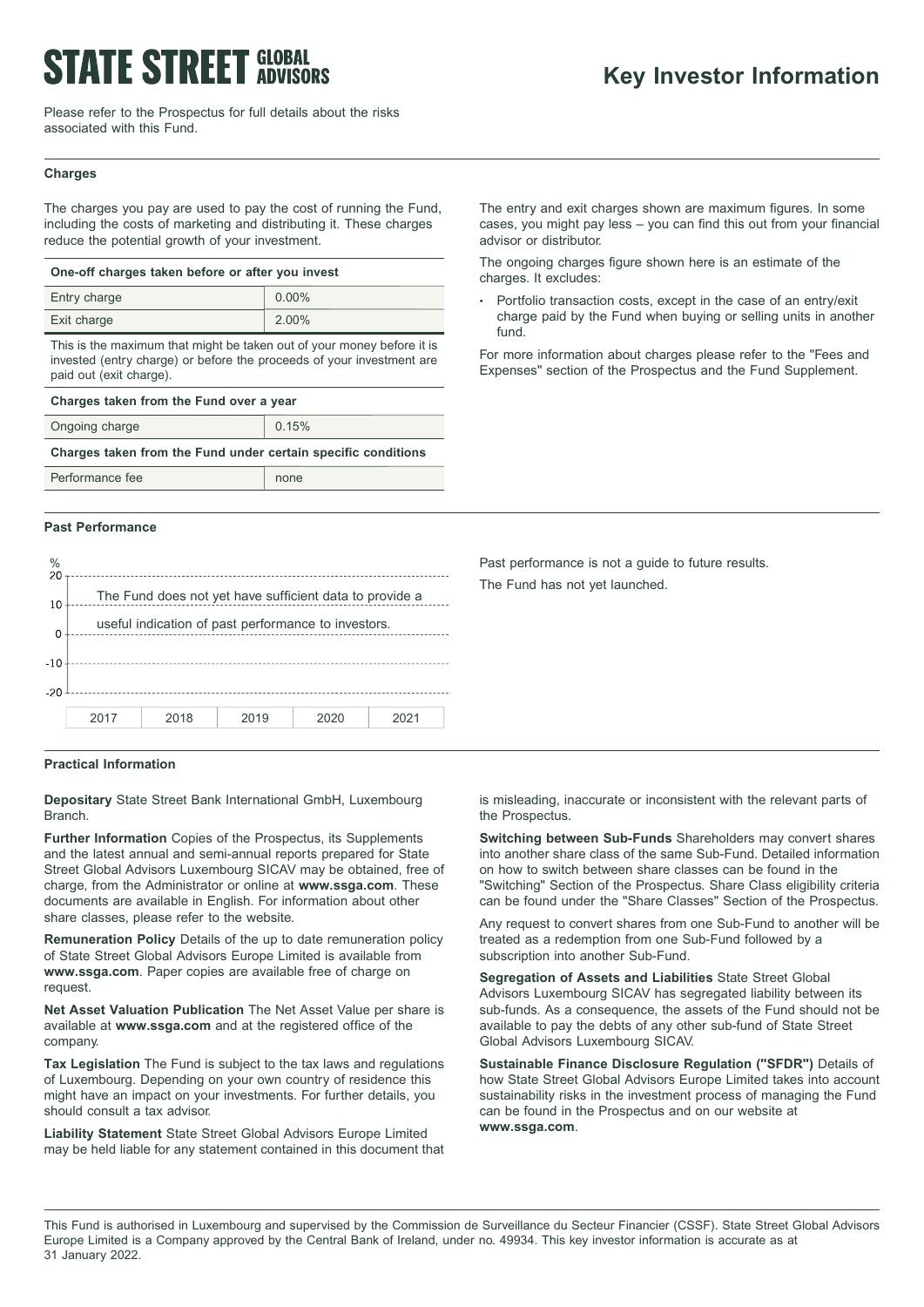**STATE STREET GLOBAL ADVISORS**

# Key Investor Information

Please refer to the Prospectus for full details about the risks associated with this Fund.

## Charges

The charges you pay are used to pay the cost of running the Fund, including the costs of marketing and distributing it. These charges reduce the potential growth of your investment.

| One-off charges taken before or after you invest | |
|---|---|
| Entry charge | 0.00% |
| Exit charge | 2.00% |

This is the maximum that might be taken out of your money before it is invested (entry charge) or before the proceeds of your investment are paid out (exit charge).

| Charges taken from the Fund over a year | |
|---|---|
| Ongoing charge | 0.15% |

| Charges taken from the Fund under certain specific conditions | |
|---|---|
| Performance fee | none |

The entry and exit charges shown are maximum figures. In some cases, you might pay less – you can find this out from your financial advisor or distributor.

The ongoing charges figure shown here is an estimate of the charges. It excludes:

- Portfolio transaction costs, except in the case of an entry/exit charge paid by the Fund when buying or selling units in another fund.

For more information about charges please refer to the "Fees and Expenses" section of the Prospectus and the Fund Supplement.

## Past Performance

%
20
10
0
-10
-20
2017 2018 2019 2020 2021

The Fund does not yet have sufficient data to provide a useful indication of past performance to investors.

Past performance is not a guide to future results.

The Fund has not yet launched.

## Practical Information

**Depositary** State Street Bank International GmbH, Luxembourg Branch.

**Further Information** Copies of the Prospectus, its Supplements and the latest annual and semi-annual reports prepared for State Street Global Advisors Luxembourg SICAV may be obtained, free of charge, from the Administrator or online at **www.ssga.com**. These documents are available in English. For information about other share classes, please refer to the website.

**Remuneration Policy** Details of the up to date remuneration policy of State Street Global Advisors Europe Limited is available from **www.ssga.com**. Paper copies are available free of charge on request.

**Net Asset Valuation Publication** The Net Asset Value per share is available at **www.ssga.com** and at the registered office of the company.

**Tax Legislation** The Fund is subject to the tax laws and regulations of Luxembourg. Depending on your own country of residence this might have an impact on your investments. For further details, you should consult a tax advisor.

**Liability Statement** State Street Global Advisors Europe Limited may be held liable for any statement contained in this document that is misleading, inaccurate or inconsistent with the relevant parts of the Prospectus.

**Switching between Sub-Funds** Shareholders may convert shares into another share class of the same Sub-Fund. Detailed information on how to switch between share classes can be found in the "Switching" Section of the Prospectus. Share Class eligibility criteria can be found under the "Share Classes" Section of the Prospectus.

Any request to convert shares from one Sub-Fund to another will be treated as a redemption from one Sub-Fund followed by a subscription into another Sub-Fund.

**Segregation of Assets and Liabilities** State Street Global Advisors Luxembourg SICAV has segregated liability between its sub-funds. As a consequence, the assets of the Fund should not be available to pay the debts of any other sub-fund of State Street Global Advisors Luxembourg SICAV.

**Sustainable Finance Disclosure Regulation ("SFDR")** Details of how State Street Global Advisors Europe Limited takes into account sustainability risks in the investment process of managing the Fund can be found in the Prospectus and on our website at **www.ssga.com**.

This Fund is authorised in Luxembourg and supervised by the Commission de Surveillance du Secteur Financier (CSSF). State Street Global Advisors Europe Limited is a Company approved by the Central Bank of Ireland, under no. 49934. This key investor information is accurate as at 31 January 2022.